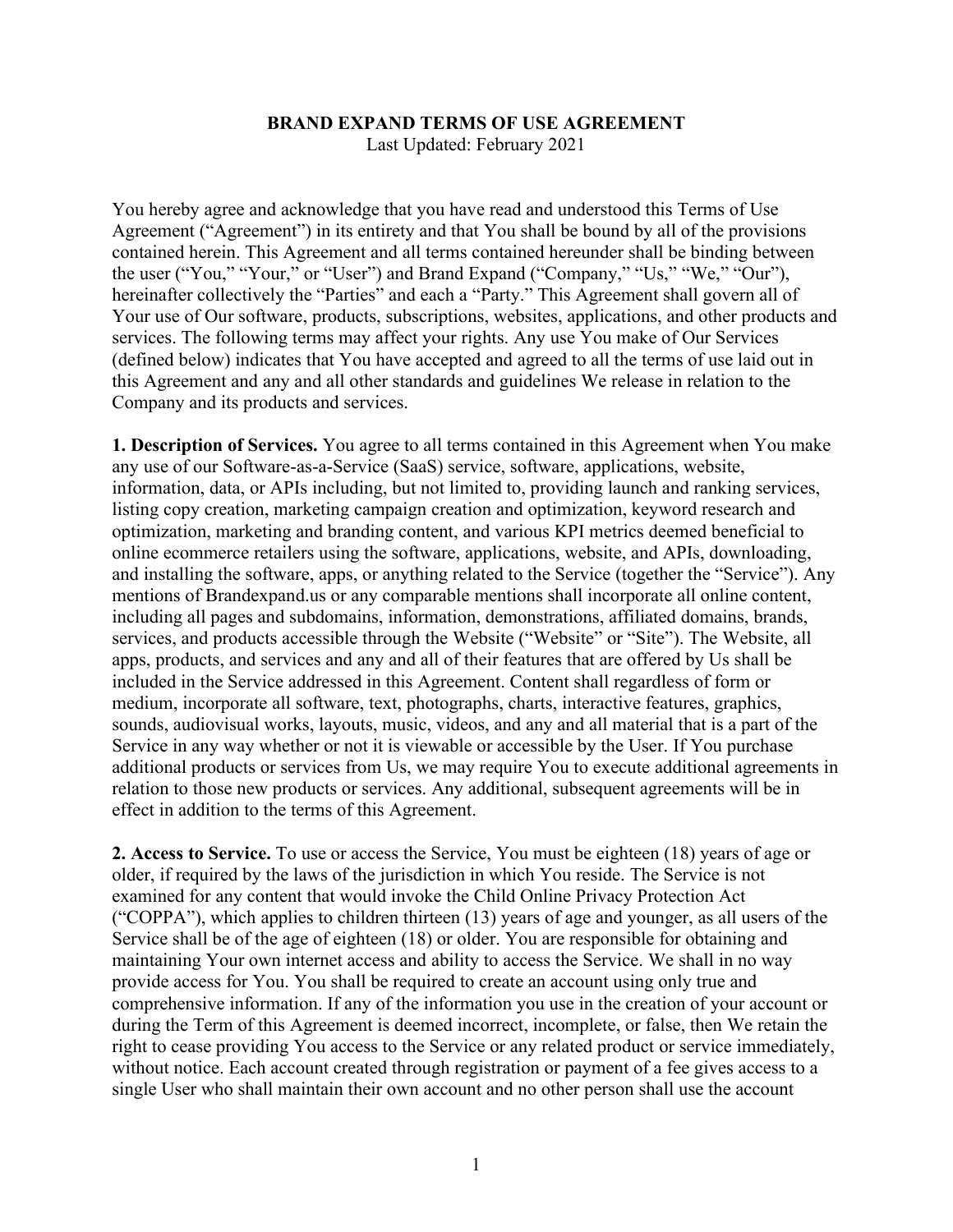# BRAND EXPAND TERMS OF USE AGREEMENT

Last Updated: February 2021

You hereby agree and acknowledge that you have read and understood this Terms of Use Agreement ("Agreement") in its entirety and that You shall be bound by all of the provisions contained herein. This Agreement and all terms contained hereunder shall be binding between the user ("You," "Your," or "User") and Brand Expand ("Company," "Us," "We," "Our"), hereinafter collectively the "Parties" and each a "Party." This Agreement shall govern all of Your use of Our software, products, subscriptions, websites, applications, and other products and services. The following terms may affect your rights. Any use You make of Our Services (defined below) indicates that You have accepted and agreed to all the terms of use laid out in this Agreement and any and all other standards and guidelines We release in relation to the Company and its products and services.

**1. Description of Services.** You agree to all terms contained in this Agreement when You make any use of our Software-as-a-Service (SaaS) service, software, applications, website, information, data, or APIs including, but not limited to, providing launch and ranking services, listing copy creation, marketing campaign creation and optimization, keyword research and optimization, marketing and branding content, and various KPI metrics deemed beneficial to online ecommerce retailers using the software, applications, website, and APIs, downloading, and installing the software, apps, or anything related to the Service (together the "Service"). Any mentions of Brandexpand.us or any comparable mentions shall incorporate all online content, including all pages and subdomains, information, demonstrations, affiliated domains, brands, services, and products accessible through the Website ("Website" or "Site"). The Website, all apps, products, and services and any and all of their features that are offered by Us shall be included in the Service addressed in this Agreement. Content shall regardless of form or medium, incorporate all software, text, photographs, charts, interactive features, graphics, sounds, audiovisual works, layouts, music, videos, and any and all material that is a part of the Service in any way whether or not it is viewable or accessible by the User. If You purchase additional products or services from Us, we may require You to execute additional agreements in relation to those new products or services. Any additional, subsequent agreements will be in effect in addition to the terms of this Agreement.

**2. Access to Service.** To use or access the Service, You must be eighteen (18) years of age or older, if required by the laws of the jurisdiction in which You reside. The Service is not examined for any content that would invoke the Child Online Privacy Protection Act ("COPPA"), which applies to children thirteen (13) years of age and younger, as all users of the Service shall be of the age of eighteen (18) or older. You are responsible for obtaining and maintaining Your own internet access and ability to access the Service. We shall in no way provide access for You. You shall be required to create an account using only true and comprehensive information. If any of the information you use in the creation of your account or during the Term of this Agreement is deemed incorrect, incomplete, or false, then We retain the right to cease providing You access to the Service or any related product or service immediately, without notice. Each account created through registration or payment of a fee gives access to a single User who shall maintain their own account and no other person shall use the account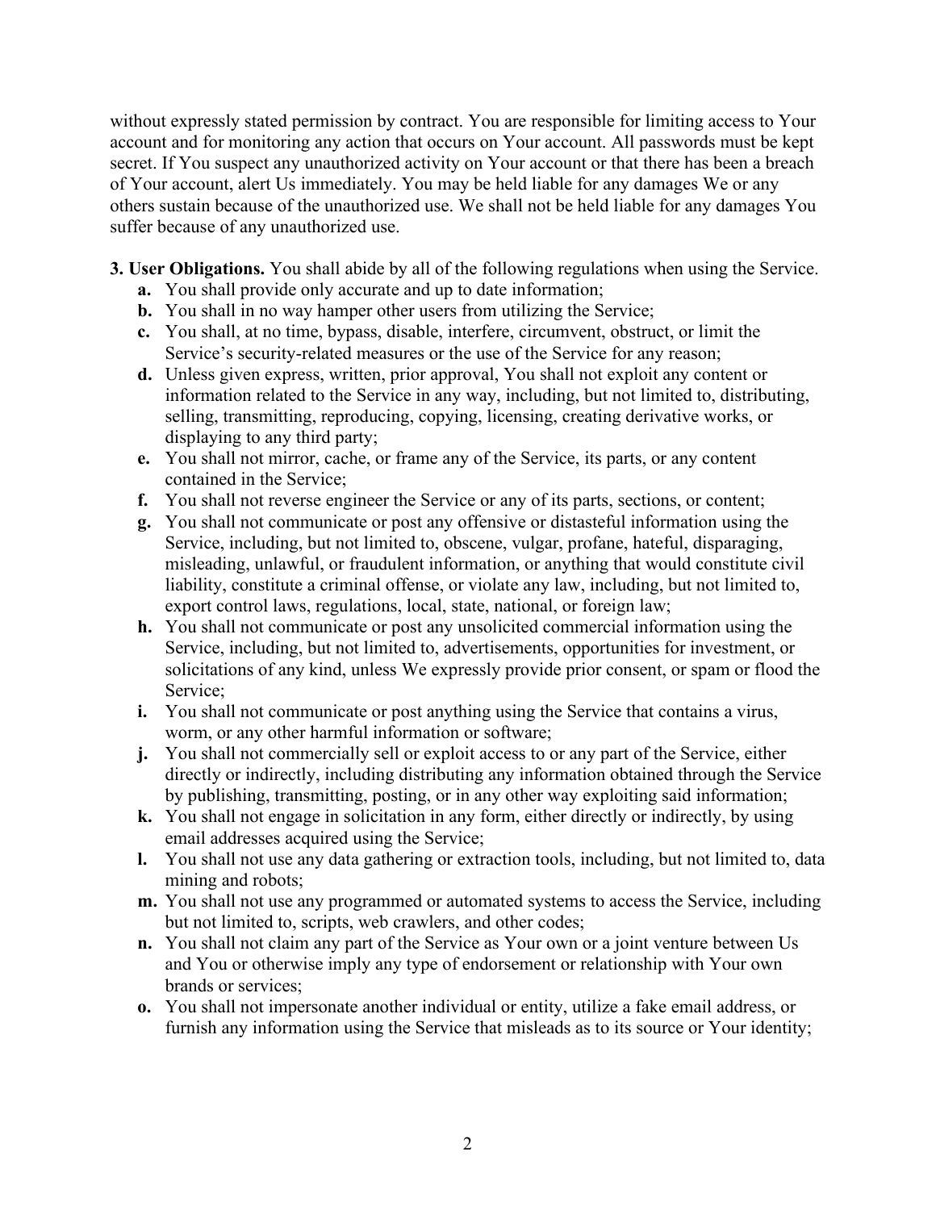without expressly stated permission by contract. You are responsible for limiting access to Your account and for monitoring any action that occurs on Your account. All passwords must be kept secret. If You suspect any unauthorized activity on Your account or that there has been a breach of Your account, alert Us immediately. You may be held liable for any damages We or any others sustain because of the unauthorized use. We shall not be held liable for any damages You suffer because of any unauthorized use.

**3. User Obligations.** You shall abide by all of the following regulations when using the Service.

- **a.** You shall provide only accurate and up to date information;
- **b.** You shall in no way hamper other users from utilizing the Service;
- **c.** You shall, at no time, bypass, disable, interfere, circumvent, obstruct, or limit the Service's security-related measures or the use of the Service for any reason;
- **d.** Unless given express, written, prior approval, You shall not exploit any content or information related to the Service in any way, including, but not limited to, distributing, selling, transmitting, reproducing, copying, licensing, creating derivative works, or displaying to any third party;
- **e.** You shall not mirror, cache, or frame any of the Service, its parts, or any content contained in the Service;
- **f.** You shall not reverse engineer the Service or any of its parts, sections, or content;
- **g.** You shall not communicate or post any offensive or distasteful information using the Service, including, but not limited to, obscene, vulgar, profane, hateful, disparaging, misleading, unlawful, or fraudulent information, or anything that would constitute civil liability, constitute a criminal offense, or violate any law, including, but not limited to, export control laws, regulations, local, state, national, or foreign law;
- **h.** You shall not communicate or post any unsolicited commercial information using the Service, including, but not limited to, advertisements, opportunities for investment, or solicitations of any kind, unless We expressly provide prior consent, or spam or flood the Service;
- **i.** You shall not communicate or post anything using the Service that contains a virus, worm, or any other harmful information or software;
- **j.** You shall not commercially sell or exploit access to or any part of the Service, either directly or indirectly, including distributing any information obtained through the Service by publishing, transmitting, posting, or in any other way exploiting said information;
- **k.** You shall not engage in solicitation in any form, either directly or indirectly, by using email addresses acquired using the Service;
- **l.** You shall not use any data gathering or extraction tools, including, but not limited to, data mining and robots;
- **m.** You shall not use any programmed or automated systems to access the Service, including but not limited to, scripts, web crawlers, and other codes;
- **n.** You shall not claim any part of the Service as Your own or a joint venture between Us and You or otherwise imply any type of endorsement or relationship with Your own brands or services;
- **o.** You shall not impersonate another individual or entity, utilize a fake email address, or furnish any information using the Service that misleads as to its source or Your identity;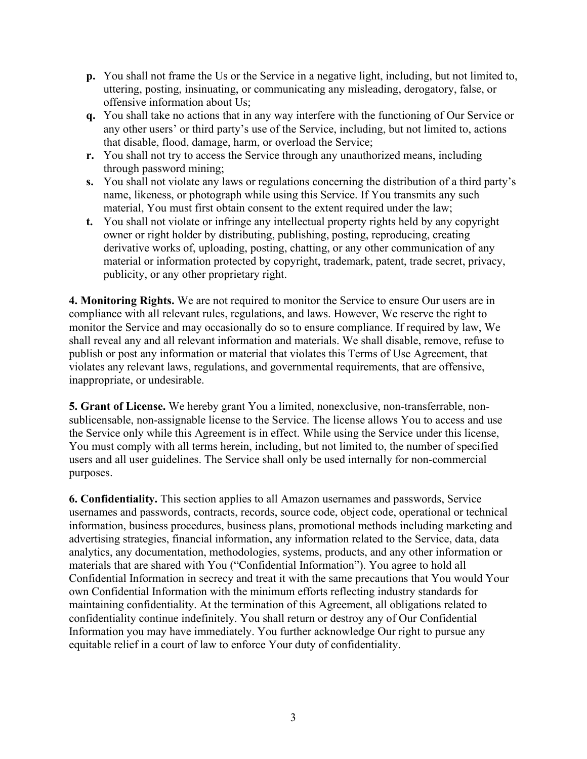- **p.** You shall not frame the Us or the Service in a negative light, including, but not limited to, uttering, posting, insinuating, or communicating any misleading, derogatory, false, or offensive information about Us;
- **q.** You shall take no actions that in any way interfere with the functioning of Our Service or any other users' or third party's use of the Service, including, but not limited to, actions that disable, flood, damage, harm, or overload the Service;
- **r.** You shall not try to access the Service through any unauthorized means, including through password mining;
- **s.** You shall not violate any laws or regulations concerning the distribution of a third party's name, likeness, or photograph while using this Service. If You transmits any such material, You must first obtain consent to the extent required under the law;
- **t.** You shall not violate or infringe any intellectual property rights held by any copyright owner or right holder by distributing, publishing, posting, reproducing, creating derivative works of, uploading, posting, chatting, or any other communication of any material or information protected by copyright, trademark, patent, trade secret, privacy, publicity, or any other proprietary right.

**4. Monitoring Rights.** We are not required to monitor the Service to ensure Our users are in compliance with all relevant rules, regulations, and laws. However, We reserve the right to monitor the Service and may occasionally do so to ensure compliance. If required by law, We shall reveal any and all relevant information and materials. We shall disable, remove, refuse to publish or post any information or material that violates this Terms of Use Agreement, that violates any relevant laws, regulations, and governmental requirements, that are offensive, inappropriate, or undesirable.

**5. Grant of License.** We hereby grant You a limited, nonexclusive, non-transferrable, non-sublicensable, non-assignable license to the Service. The license allows You to access and use the Service only while this Agreement is in effect. While using the Service under this license, You must comply with all terms herein, including, but not limited to, the number of specified users and all user guidelines. The Service shall only be used internally for non-commercial purposes.

**6. Confidentiality.** This section applies to all Amazon usernames and passwords, Service usernames and passwords, contracts, records, source code, object code, operational or technical information, business procedures, business plans, promotional methods including marketing and advertising strategies, financial information, any information related to the Service, data, data analytics, any documentation, methodologies, systems, products, and any other information or materials that are shared with You ("Confidential Information"). You agree to hold all Confidential Information in secrecy and treat it with the same precautions that You would Your own Confidential Information with the minimum efforts reflecting industry standards for maintaining confidentiality. At the termination of this Agreement, all obligations related to confidentiality continue indefinitely. You shall return or destroy any of Our Confidential Information you may have immediately. You further acknowledge Our right to pursue any equitable relief in a court of law to enforce Your duty of confidentiality.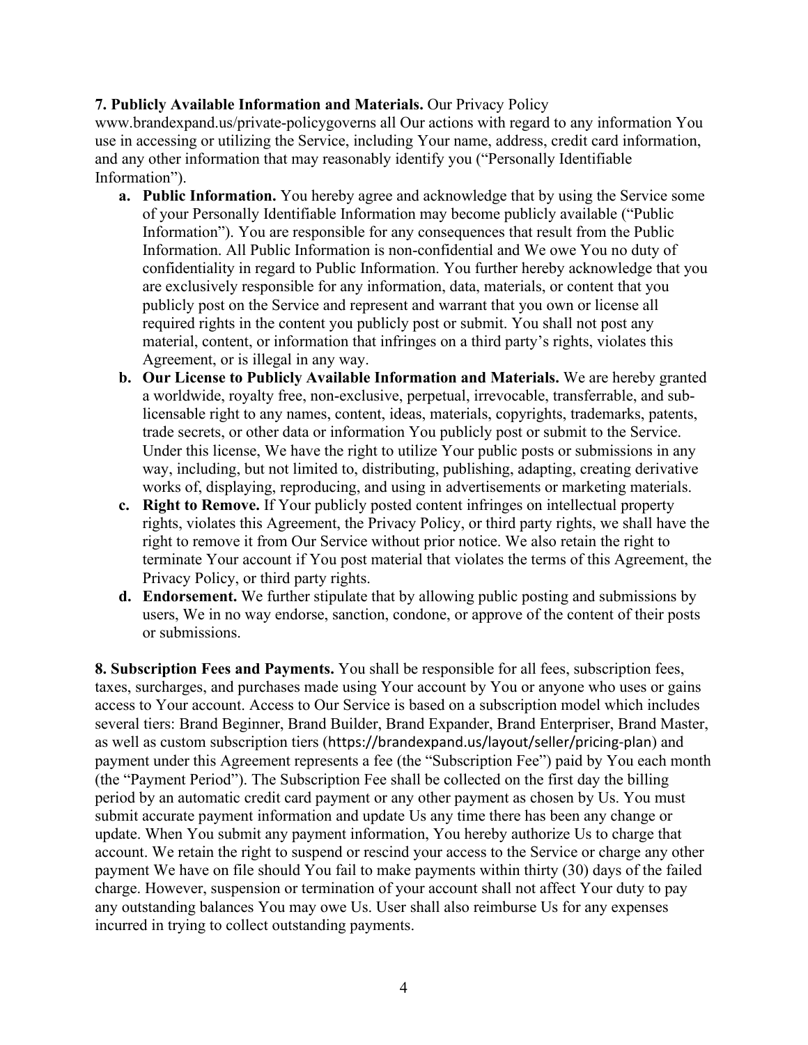**7. Publicly Available Information and Materials.** Our Privacy Policy www.brandexpand.us/private-policygoverns all Our actions with regard to any information You use in accessing or utilizing the Service, including Your name, address, credit card information, and any other information that may reasonably identify you ("Personally Identifiable Information").

a. **Public Information.** You hereby agree and acknowledge that by using the Service some of your Personally Identifiable Information may become publicly available ("Public Information"). You are responsible for any consequences that result from the Public Information. All Public Information is non-confidential and We owe You no duty of confidentiality in regard to Public Information. You further hereby acknowledge that you are exclusively responsible for any information, data, materials, or content that you publicly post on the Service and represent and warrant that you own or license all required rights in the content you publicly post or submit. You shall not post any material, content, or information that infringes on a third party's rights, violates this Agreement, or is illegal in any way.

b. **Our License to Publicly Available Information and Materials.** We are hereby granted a worldwide, royalty free, non-exclusive, perpetual, irrevocable, transferrable, and sub-licensable right to any names, content, ideas, materials, copyrights, trademarks, patents, trade secrets, or other data or information You publicly post or submit to the Service. Under this license, We have the right to utilize Your public posts or submissions in any way, including, but not limited to, distributing, publishing, adapting, creating derivative works of, displaying, reproducing, and using in advertisements or marketing materials.

c. **Right to Remove.** If Your publicly posted content infringes on intellectual property rights, violates this Agreement, the Privacy Policy, or third party rights, we shall have the right to remove it from Our Service without prior notice. We also retain the right to terminate Your account if You post material that violates the terms of this Agreement, the Privacy Policy, or third party rights.

d. **Endorsement.** We further stipulate that by allowing public posting and submissions by users, We in no way endorse, sanction, condone, or approve of the content of their posts or submissions.

**8. Subscription Fees and Payments.** You shall be responsible for all fees, subscription fees, taxes, surcharges, and purchases made using Your account by You or anyone who uses or gains access to Your account. Access to Our Service is based on a subscription model which includes several tiers: Brand Beginner, Brand Builder, Brand Expander, Brand Enterpriser, Brand Master, as well as custom subscription tiers (https://brandexpand.us/layout/seller/pricing-plan) and payment under this Agreement represents a fee (the "Subscription Fee") paid by You each month (the "Payment Period"). The Subscription Fee shall be collected on the first day the billing period by an automatic credit card payment or any other payment as chosen by Us. You must submit accurate payment information and update Us any time there has been any change or update. When You submit any payment information, You hereby authorize Us to charge that account. We retain the right to suspend or rescind your access to the Service or charge any other payment We have on file should You fail to make payments within thirty (30) days of the failed charge. However, suspension or termination of your account shall not affect Your duty to pay any outstanding balances You may owe Us. User shall also reimburse Us for any expenses incurred in trying to collect outstanding payments.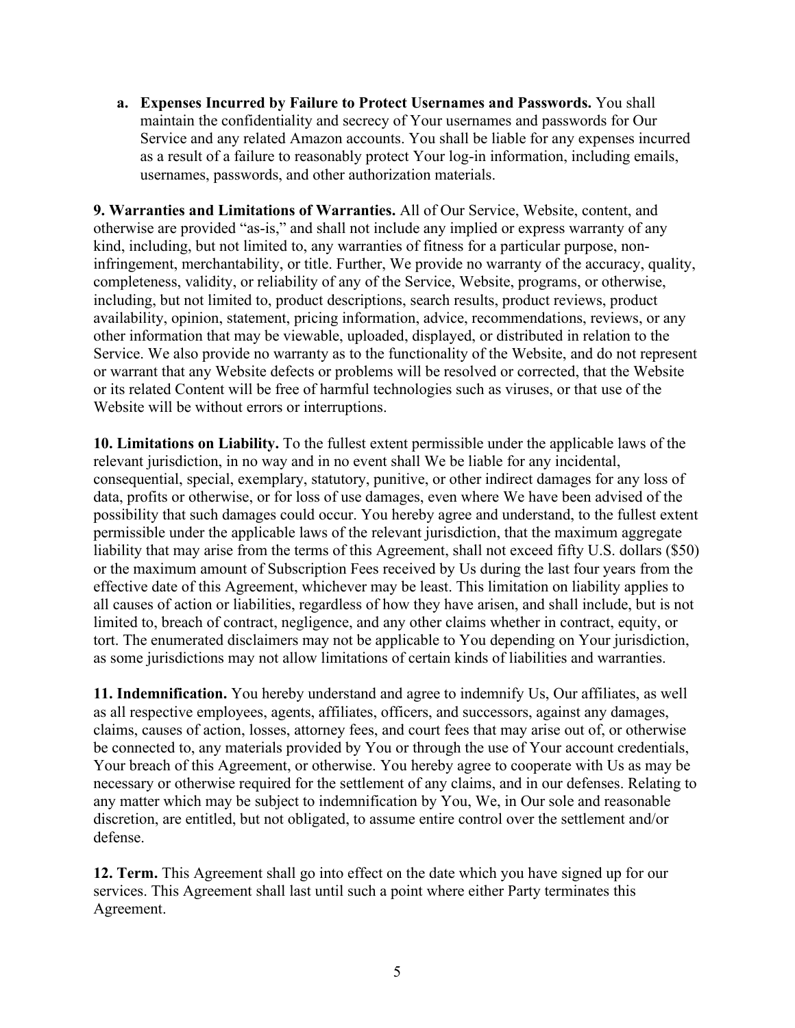a. **Expenses Incurred by Failure to Protect Usernames and Passwords.** You shall maintain the confidentiality and secrecy of Your usernames and passwords for Our Service and any related Amazon accounts. You shall be liable for any expenses incurred as a result of a failure to reasonably protect Your log-in information, including emails, usernames, passwords, and other authorization materials.

**9. Warranties and Limitations of Warranties.** All of Our Service, Website, content, and otherwise are provided "as-is," and shall not include any implied or express warranty of any kind, including, but not limited to, any warranties of fitness for a particular purpose, non-infringement, merchantability, or title. Further, We provide no warranty of the accuracy, quality, completeness, validity, or reliability of any of the Service, Website, programs, or otherwise, including, but not limited to, product descriptions, search results, product reviews, product availability, opinion, statement, pricing information, advice, recommendations, reviews, or any other information that may be viewable, uploaded, displayed, or distributed in relation to the Service. We also provide no warranty as to the functionality of the Website, and do not represent or warrant that any Website defects or problems will be resolved or corrected, that the Website or its related Content will be free of harmful technologies such as viruses, or that use of the Website will be without errors or interruptions.

**10. Limitations on Liability.** To the fullest extent permissible under the applicable laws of the relevant jurisdiction, in no way and in no event shall We be liable for any incidental, consequential, special, exemplary, statutory, punitive, or other indirect damages for any loss of data, profits or otherwise, or for loss of use damages, even where We have been advised of the possibility that such damages could occur. You hereby agree and understand, to the fullest extent permissible under the applicable laws of the relevant jurisdiction, that the maximum aggregate liability that may arise from the terms of this Agreement, shall not exceed fifty U.S. dollars ($50) or the maximum amount of Subscription Fees received by Us during the last four years from the effective date of this Agreement, whichever may be least. This limitation on liability applies to all causes of action or liabilities, regardless of how they have arisen, and shall include, but is not limited to, breach of contract, negligence, and any other claims whether in contract, equity, or tort. The enumerated disclaimers may not be applicable to You depending on Your jurisdiction, as some jurisdictions may not allow limitations of certain kinds of liabilities and warranties.

**11. Indemnification.** You hereby understand and agree to indemnify Us, Our affiliates, as well as all respective employees, agents, affiliates, officers, and successors, against any damages, claims, causes of action, losses, attorney fees, and court fees that may arise out of, or otherwise be connected to, any materials provided by You or through the use of Your account credentials, Your breach of this Agreement, or otherwise. You hereby agree to cooperate with Us as may be necessary or otherwise required for the settlement of any claims, and in our defenses. Relating to any matter which may be subject to indemnification by You, We, in Our sole and reasonable discretion, are entitled, but not obligated, to assume entire control over the settlement and/or defense.

**12. Term.** This Agreement shall go into effect on the date which you have signed up for our services. This Agreement shall last until such a point where either Party terminates this Agreement.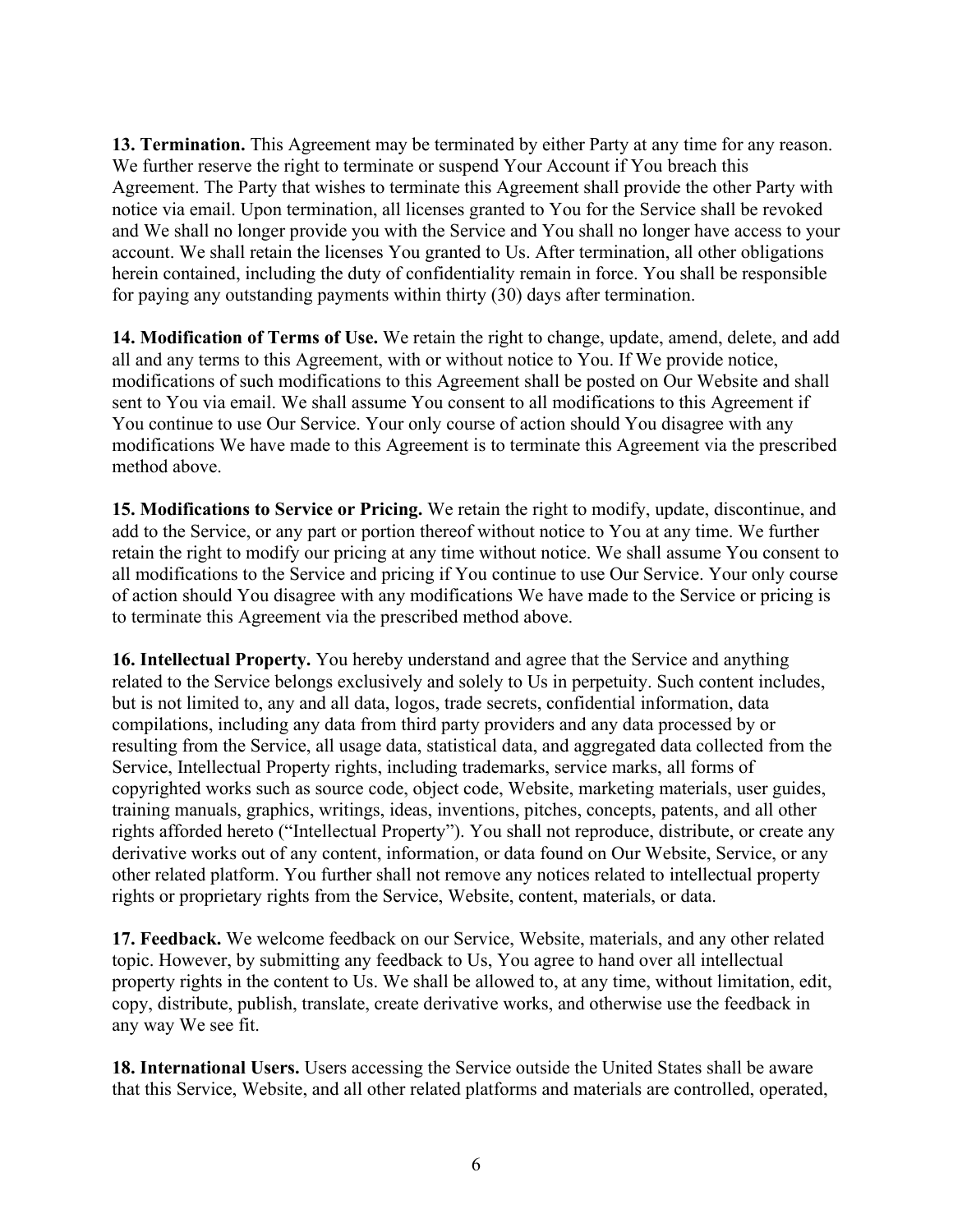**13. Termination.** This Agreement may be terminated by either Party at any time for any reason. We further reserve the right to terminate or suspend Your Account if You breach this Agreement. The Party that wishes to terminate this Agreement shall provide the other Party with notice via email. Upon termination, all licenses granted to You for the Service shall be revoked and We shall no longer provide you with the Service and You shall no longer have access to your account. We shall retain the licenses You granted to Us. After termination, all other obligations herein contained, including the duty of confidentiality remain in force. You shall be responsible for paying any outstanding payments within thirty (30) days after termination.

**14. Modification of Terms of Use.** We retain the right to change, update, amend, delete, and add all and any terms to this Agreement, with or without notice to You. If We provide notice, modifications of such modifications to this Agreement shall be posted on Our Website and shall sent to You via email. We shall assume You consent to all modifications to this Agreement if You continue to use Our Service. Your only course of action should You disagree with any modifications We have made to this Agreement is to terminate this Agreement via the prescribed method above.

**15. Modifications to Service or Pricing.** We retain the right to modify, update, discontinue, and add to the Service, or any part or portion thereof without notice to You at any time. We further retain the right to modify our pricing at any time without notice. We shall assume You consent to all modifications to the Service and pricing if You continue to use Our Service. Your only course of action should You disagree with any modifications We have made to the Service or pricing is to terminate this Agreement via the prescribed method above.

**16. Intellectual Property.** You hereby understand and agree that the Service and anything related to the Service belongs exclusively and solely to Us in perpetuity. Such content includes, but is not limited to, any and all data, logos, trade secrets, confidential information, data compilations, including any data from third party providers and any data processed by or resulting from the Service, all usage data, statistical data, and aggregated data collected from the Service, Intellectual Property rights, including trademarks, service marks, all forms of copyrighted works such as source code, object code, Website, marketing materials, user guides, training manuals, graphics, writings, ideas, inventions, pitches, concepts, patents, and all other rights afforded hereto ("Intellectual Property"). You shall not reproduce, distribute, or create any derivative works out of any content, information, or data found on Our Website, Service, or any other related platform. You further shall not remove any notices related to intellectual property rights or proprietary rights from the Service, Website, content, materials, or data.

**17. Feedback.** We welcome feedback on our Service, Website, materials, and any other related topic. However, by submitting any feedback to Us, You agree to hand over all intellectual property rights in the content to Us. We shall be allowed to, at any time, without limitation, edit, copy, distribute, publish, translate, create derivative works, and otherwise use the feedback in any way We see fit.

**18. International Users.** Users accessing the Service outside the United States shall be aware that this Service, Website, and all other related platforms and materials are controlled, operated,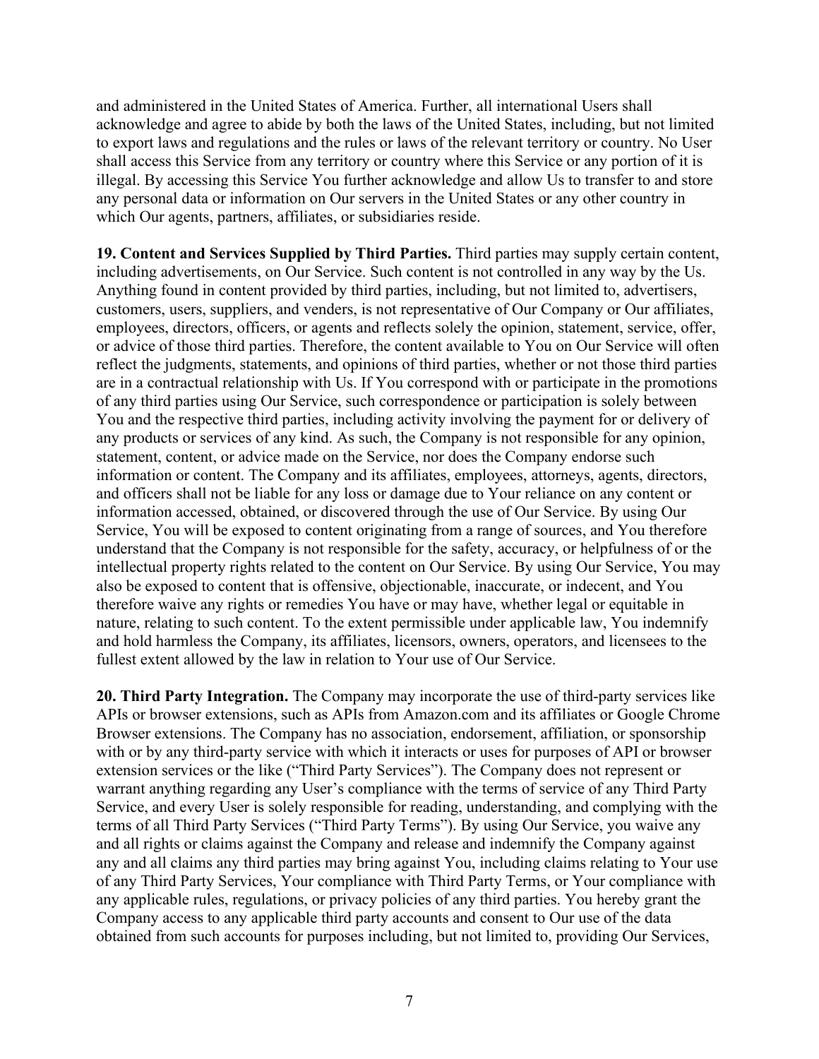and administered in the United States of America. Further, all international Users shall acknowledge and agree to abide by both the laws of the United States, including, but not limited to export laws and regulations and the rules or laws of the relevant territory or country. No User shall access this Service from any territory or country where this Service or any portion of it is illegal. By accessing this Service You further acknowledge and allow Us to transfer to and store any personal data or information on Our servers in the United States or any other country in which Our agents, partners, affiliates, or subsidiaries reside.

**19. Content and Services Supplied by Third Parties.** Third parties may supply certain content, including advertisements, on Our Service. Such content is not controlled in any way by the Us. Anything found in content provided by third parties, including, but not limited to, advertisers, customers, users, suppliers, and venders, is not representative of Our Company or Our affiliates, employees, directors, officers, or agents and reflects solely the opinion, statement, service, offer, or advice of those third parties. Therefore, the content available to You on Our Service will often reflect the judgments, statements, and opinions of third parties, whether or not those third parties are in a contractual relationship with Us. If You correspond with or participate in the promotions of any third parties using Our Service, such correspondence or participation is solely between You and the respective third parties, including activity involving the payment for or delivery of any products or services of any kind. As such, the Company is not responsible for any opinion, statement, content, or advice made on the Service, nor does the Company endorse such information or content. The Company and its affiliates, employees, attorneys, agents, directors, and officers shall not be liable for any loss or damage due to Your reliance on any content or information accessed, obtained, or discovered through the use of Our Service. By using Our Service, You will be exposed to content originating from a range of sources, and You therefore understand that the Company is not responsible for the safety, accuracy, or helpfulness of or the intellectual property rights related to the content on Our Service. By using Our Service, You may also be exposed to content that is offensive, objectionable, inaccurate, or indecent, and You therefore waive any rights or remedies You have or may have, whether legal or equitable in nature, relating to such content. To the extent permissible under applicable law, You indemnify and hold harmless the Company, its affiliates, licensors, owners, operators, and licensees to the fullest extent allowed by the law in relation to Your use of Our Service.

**20. Third Party Integration.** The Company may incorporate the use of third-party services like APIs or browser extensions, such as APIs from Amazon.com and its affiliates or Google Chrome Browser extensions. The Company has no association, endorsement, affiliation, or sponsorship with or by any third-party service with which it interacts or uses for purposes of API or browser extension services or the like ("Third Party Services"). The Company does not represent or warrant anything regarding any User's compliance with the terms of service of any Third Party Service, and every User is solely responsible for reading, understanding, and complying with the terms of all Third Party Services ("Third Party Terms"). By using Our Service, you waive any and all rights or claims against the Company and release and indemnify the Company against any and all claims any third parties may bring against You, including claims relating to Your use of any Third Party Services, Your compliance with Third Party Terms, or Your compliance with any applicable rules, regulations, or privacy policies of any third parties. You hereby grant the Company access to any applicable third party accounts and consent to Our use of the data obtained from such accounts for purposes including, but not limited to, providing Our Services,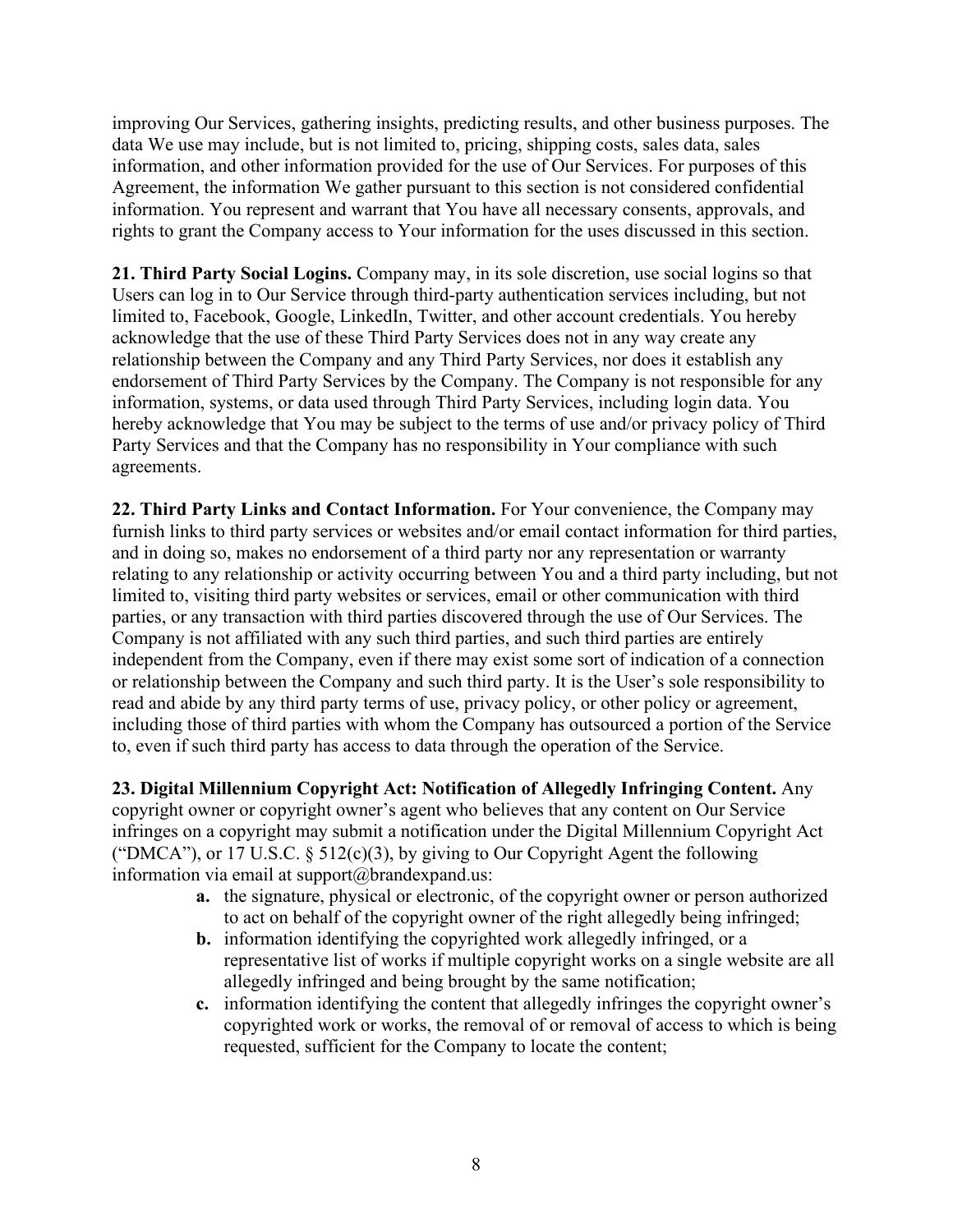improving Our Services, gathering insights, predicting results, and other business purposes. The data We use may include, but is not limited to, pricing, shipping costs, sales data, sales information, and other information provided for the use of Our Services. For purposes of this Agreement, the information We gather pursuant to this section is not considered confidential information. You represent and warrant that You have all necessary consents, approvals, and rights to grant the Company access to Your information for the uses discussed in this section.

**21. Third Party Social Logins.** Company may, in its sole discretion, use social logins so that Users can log in to Our Service through third-party authentication services including, but not limited to, Facebook, Google, LinkedIn, Twitter, and other account credentials. You hereby acknowledge that the use of these Third Party Services does not in any way create any relationship between the Company and any Third Party Services, nor does it establish any endorsement of Third Party Services by the Company. The Company is not responsible for any information, systems, or data used through Third Party Services, including login data. You hereby acknowledge that You may be subject to the terms of use and/or privacy policy of Third Party Services and that the Company has no responsibility in Your compliance with such agreements.

**22. Third Party Links and Contact Information.** For Your convenience, the Company may furnish links to third party services or websites and/or email contact information for third parties, and in doing so, makes no endorsement of a third party nor any representation or warranty relating to any relationship or activity occurring between You and a third party including, but not limited to, visiting third party websites or services, email or other communication with third parties, or any transaction with third parties discovered through the use of Our Services. The Company is not affiliated with any such third parties, and such third parties are entirely independent from the Company, even if there may exist some sort of indication of a connection or relationship between the Company and such third party. It is the User's sole responsibility to read and abide by any third party terms of use, privacy policy, or other policy or agreement, including those of third parties with whom the Company has outsourced a portion of the Service to, even if such third party has access to data through the operation of the Service.

**23. Digital Millennium Copyright Act: Notification of Allegedly Infringing Content.** Any copyright owner or copyright owner's agent who believes that any content on Our Service infringes on a copyright may submit a notification under the Digital Millennium Copyright Act ("DMCA"), or 17 U.S.C. § 512(c)(3), by giving to Our Copyright Agent the following information via email at support@brandexpand.us:

- **a.** the signature, physical or electronic, of the copyright owner or person authorized to act on behalf of the copyright owner of the right allegedly being infringed;
- **b.** information identifying the copyrighted work allegedly infringed, or a representative list of works if multiple copyright works on a single website are all allegedly infringed and being brought by the same notification;
- **c.** information identifying the content that allegedly infringes the copyright owner's copyrighted work or works, the removal of or removal of access to which is being requested, sufficient for the Company to locate the content;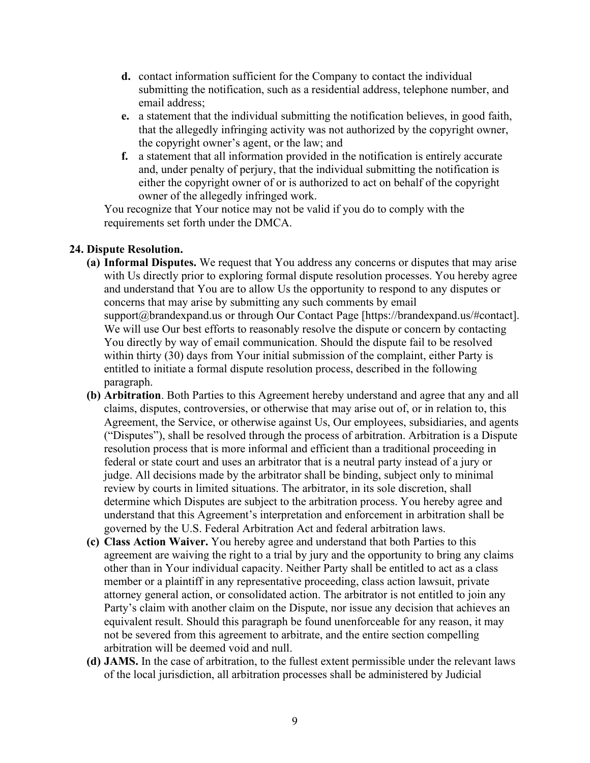d. contact information sufficient for the Company to contact the individual submitting the notification, such as a residential address, telephone number, and email address;
e. a statement that the individual submitting the notification believes, in good faith, that the allegedly infringing activity was not authorized by the copyright owner, the copyright owner's agent, or the law; and
f. a statement that all information provided in the notification is entirely accurate and, under penalty of perjury, that the individual submitting the notification is either the copyright owner of or is authorized to act on behalf of the copyright owner of the allegedly infringed work.

You recognize that Your notice may not be valid if you do to comply with the requirements set forth under the DMCA.

**24. Dispute Resolution.**

**(a) Informal Disputes.** We request that You address any concerns or disputes that may arise with Us directly prior to exploring formal dispute resolution processes. You hereby agree and understand that You are to allow Us the opportunity to respond to any disputes or concerns that may arise by submitting any such comments by email support@brandexpand.us or through Our Contact Page [https://brandexpand.us/#contact]. We will use Our best efforts to reasonably resolve the dispute or concern by contacting You directly by way of email communication. Should the dispute fail to be resolved within thirty (30) days from Your initial submission of the complaint, either Party is entitled to initiate a formal dispute resolution process, described in the following paragraph.

**(b) Arbitration**. Both Parties to this Agreement hereby understand and agree that any and all claims, disputes, controversies, or otherwise that may arise out of, or in relation to, this Agreement, the Service, or otherwise against Us, Our employees, subsidiaries, and agents ("Disputes"), shall be resolved through the process of arbitration. Arbitration is a Dispute resolution process that is more informal and efficient than a traditional proceeding in federal or state court and uses an arbitrator that is a neutral party instead of a jury or judge. All decisions made by the arbitrator shall be binding, subject only to minimal review by courts in limited situations. The arbitrator, in its sole discretion, shall determine which Disputes are subject to the arbitration process. You hereby agree and understand that this Agreement's interpretation and enforcement in arbitration shall be governed by the U.S. Federal Arbitration Act and federal arbitration laws.

**(c) Class Action Waiver.** You hereby agree and understand that both Parties to this agreement are waiving the right to a trial by jury and the opportunity to bring any claims other than in Your individual capacity. Neither Party shall be entitled to act as a class member or a plaintiff in any representative proceeding, class action lawsuit, private attorney general action, or consolidated action. The arbitrator is not entitled to join any Party's claim with another claim on the Dispute, nor issue any decision that achieves an equivalent result. Should this paragraph be found unenforceable for any reason, it may not be severed from this agreement to arbitrate, and the entire section compelling arbitration will be deemed void and null.

**(d) JAMS.** In the case of arbitration, to the fullest extent permissible under the relevant laws of the local jurisdiction, all arbitration processes shall be administered by Judicial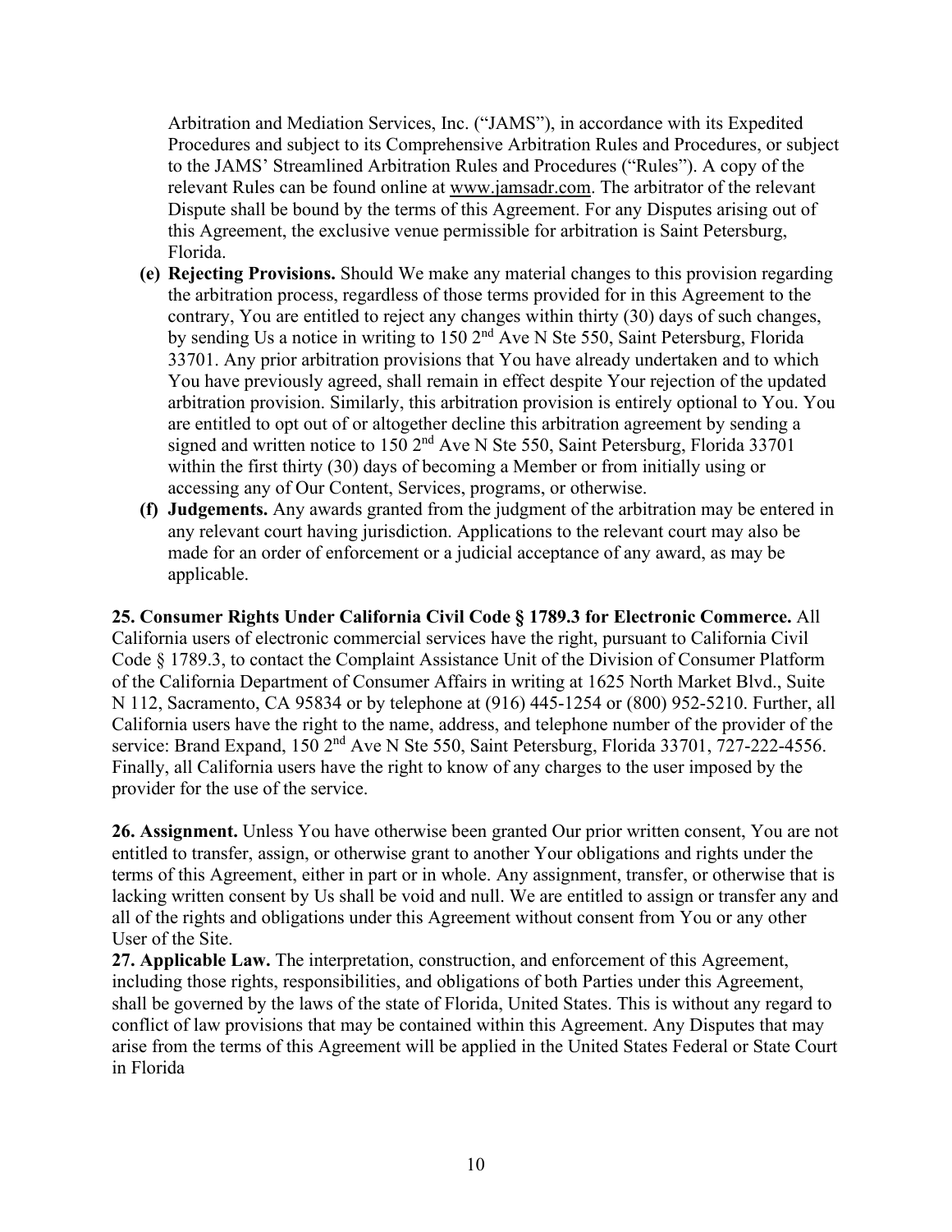Arbitration and Mediation Services, Inc. ("JAMS"), in accordance with its Expedited Procedures and subject to its Comprehensive Arbitration Rules and Procedures, or subject to the JAMS' Streamlined Arbitration Rules and Procedures ("Rules"). A copy of the relevant Rules can be found online at www.jamsadr.com. The arbitrator of the relevant Dispute shall be bound by the terms of this Agreement. For any Disputes arising out of this Agreement, the exclusive venue permissible for arbitration is Saint Petersburg, Florida.

**(e) Rejecting Provisions.** Should We make any material changes to this provision regarding the arbitration process, regardless of those terms provided for in this Agreement to the contrary, You are entitled to reject any changes within thirty (30) days of such changes, by sending Us a notice in writing to 150 2nd Ave N Ste 550, Saint Petersburg, Florida 33701. Any prior arbitration provisions that You have already undertaken and to which You have previously agreed, shall remain in effect despite Your rejection of the updated arbitration provision. Similarly, this arbitration provision is entirely optional to You. You are entitled to opt out of or altogether decline this arbitration agreement by sending a signed and written notice to 150 2nd Ave N Ste 550, Saint Petersburg, Florida 33701 within the first thirty (30) days of becoming a Member or from initially using or accessing any of Our Content, Services, programs, or otherwise.

**(f) Judgements.** Any awards granted from the judgment of the arbitration may be entered in any relevant court having jurisdiction. Applications to the relevant court may also be made for an order of enforcement or a judicial acceptance of any award, as may be applicable.

**25. Consumer Rights Under California Civil Code § 1789.3 for Electronic Commerce.** All California users of electronic commercial services have the right, pursuant to California Civil Code § 1789.3, to contact the Complaint Assistance Unit of the Division of Consumer Platform of the California Department of Consumer Affairs in writing at 1625 North Market Blvd., Suite N 112, Sacramento, CA 95834 or by telephone at (916) 445-1254 or (800) 952-5210. Further, all California users have the right to the name, address, and telephone number of the provider of the service: Brand Expand, 150 2nd Ave N Ste 550, Saint Petersburg, Florida 33701, 727-222-4556. Finally, all California users have the right to know of any charges to the user imposed by the provider for the use of the service.

**26. Assignment.** Unless You have otherwise been granted Our prior written consent, You are not entitled to transfer, assign, or otherwise grant to another Your obligations and rights under the terms of this Agreement, either in part or in whole. Any assignment, transfer, or otherwise that is lacking written consent by Us shall be void and null. We are entitled to assign or transfer any and all of the rights and obligations under this Agreement without consent from You or any other User of the Site.

**27. Applicable Law.** The interpretation, construction, and enforcement of this Agreement, including those rights, responsibilities, and obligations of both Parties under this Agreement, shall be governed by the laws of the state of Florida, United States. This is without any regard to conflict of law provisions that may be contained within this Agreement. Any Disputes that may arise from the terms of this Agreement will be applied in the United States Federal or State Court in Florida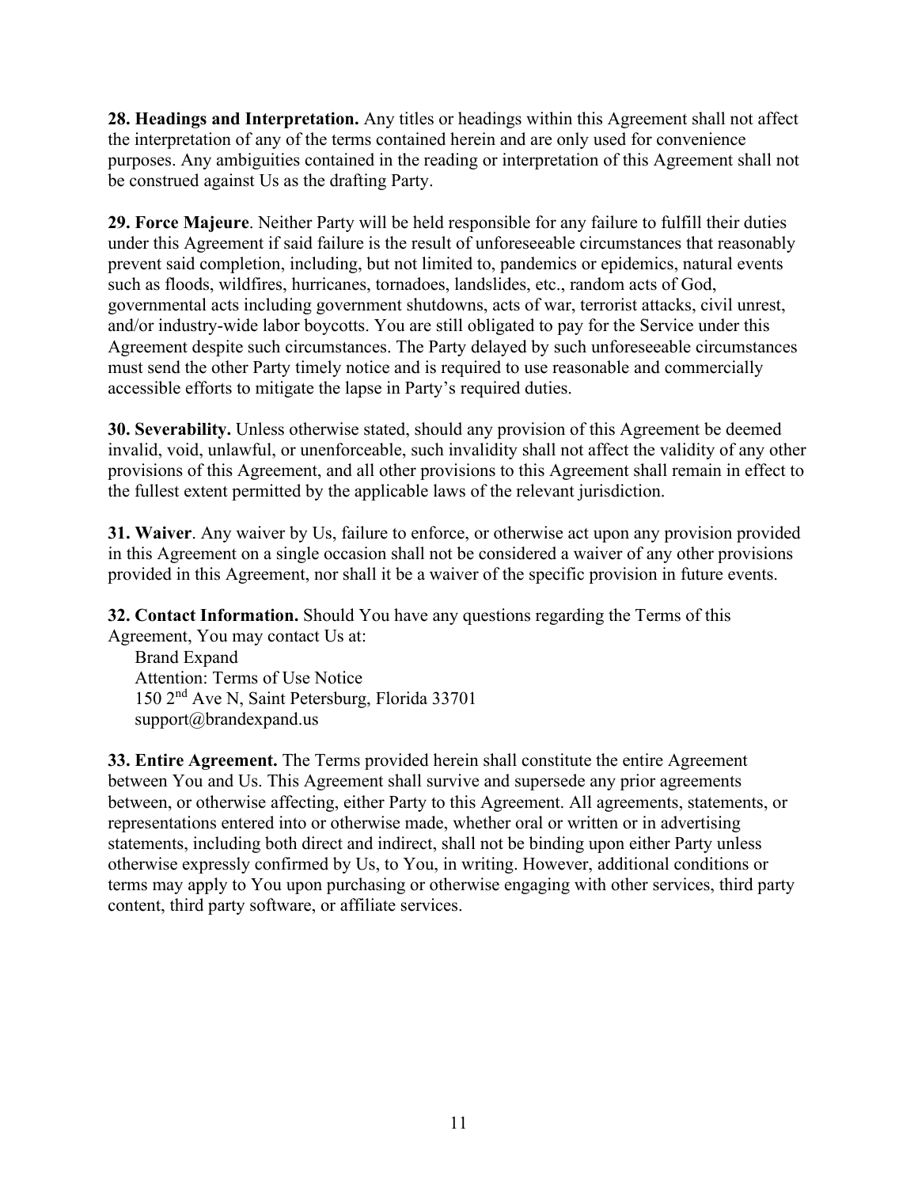**28. Headings and Interpretation.** Any titles or headings within this Agreement shall not affect the interpretation of any of the terms contained herein and are only used for convenience purposes. Any ambiguities contained in the reading or interpretation of this Agreement shall not be construed against Us as the drafting Party.

**29. Force Majeure**. Neither Party will be held responsible for any failure to fulfill their duties under this Agreement if said failure is the result of unforeseeable circumstances that reasonably prevent said completion, including, but not limited to, pandemics or epidemics, natural events such as floods, wildfires, hurricanes, tornadoes, landslides, etc., random acts of God, governmental acts including government shutdowns, acts of war, terrorist attacks, civil unrest, and/or industry-wide labor boycotts. You are still obligated to pay for the Service under this Agreement despite such circumstances. The Party delayed by such unforeseeable circumstances must send the other Party timely notice and is required to use reasonable and commercially accessible efforts to mitigate the lapse in Party's required duties.

**30. Severability.** Unless otherwise stated, should any provision of this Agreement be deemed invalid, void, unlawful, or unenforceable, such invalidity shall not affect the validity of any other provisions of this Agreement, and all other provisions to this Agreement shall remain in effect to the fullest extent permitted by the applicable laws of the relevant jurisdiction.

**31. Waiver**. Any waiver by Us, failure to enforce, or otherwise act upon any provision provided in this Agreement on a single occasion shall not be considered a waiver of any other provisions provided in this Agreement, nor shall it be a waiver of the specific provision in future events.

**32. Contact Information.** Should You have any questions regarding the Terms of this Agreement, You may contact Us at:

Brand Expand
Attention: Terms of Use Notice
150 2nd Ave N, Saint Petersburg, Florida 33701
support@brandexpand.us

**33. Entire Agreement.** The Terms provided herein shall constitute the entire Agreement between You and Us. This Agreement shall survive and supersede any prior agreements between, or otherwise affecting, either Party to this Agreement. All agreements, statements, or representations entered into or otherwise made, whether oral or written or in advertising statements, including both direct and indirect, shall not be binding upon either Party unless otherwise expressly confirmed by Us, to You, in writing. However, additional conditions or terms may apply to You upon purchasing or otherwise engaging with other services, third party content, third party software, or affiliate services.